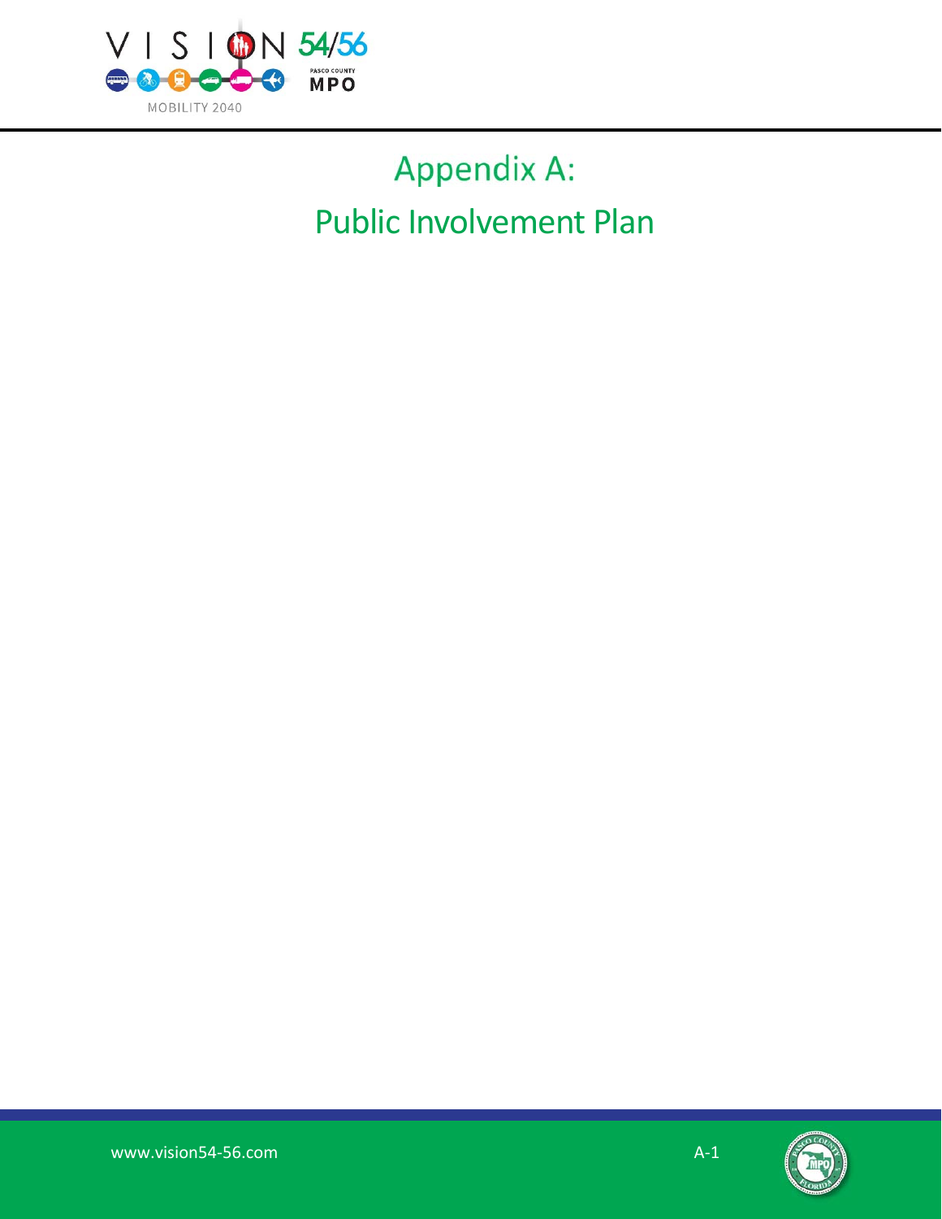# Appendix A:

# Public Involvement Plan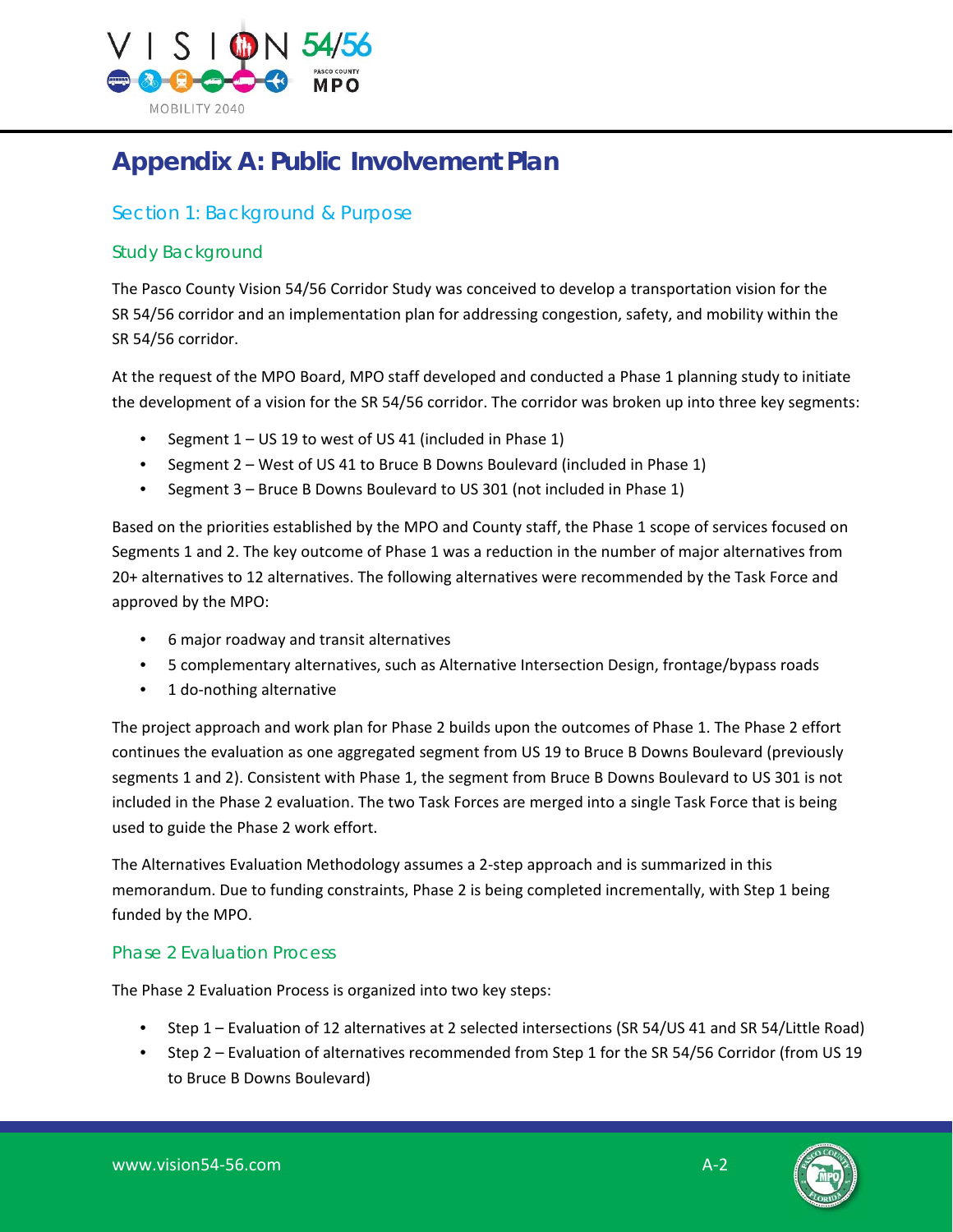# Appendix A: Public Involvement Plan

## Section 1: Background & Purpose

### Study Background

The Pasco County Vision 54/56 Corridor Study was conceived to develop a transportation vision for the SR 54/56 corridor and an implementation plan for addressing congestion, safety, and mobility within the SR 54/56 corridor.

At the request of the MPO Board, MPO staff developed and conducted a Phase 1 planning study to initiate the development of a vision for the SR 54/56 corridor. The corridor was broken up into three key segments:

- Segment 1 – US 19 to west of US 41 (included in Phase 1)
- Segment 2 – West of US 41 to Bruce B Downs Boulevard (included in Phase 1)
- Segment 3 – Bruce B Downs Boulevard to US 301 (not included in Phase 1)

Based on the priorities established by the MPO and County staff, the Phase 1 scope of services focused on Segments 1 and 2. The key outcome of Phase 1 was a reduction in the number of major alternatives from 20+ alternatives to 12 alternatives. The following alternatives were recommended by the Task Force and approved by the MPO:

- 6 major roadway and transit alternatives
- 5 complementary alternatives, such as Alternative Intersection Design, frontage/bypass roads
- 1 do-nothing alternative

The project approach and work plan for Phase 2 builds upon the outcomes of Phase 1. The Phase 2 effort continues the evaluation as one aggregated segment from US 19 to Bruce B Downs Boulevard (previously segments 1 and 2). Consistent with Phase 1, the segment from Bruce B Downs Boulevard to US 301 is not included in the Phase 2 evaluation. The two Task Forces are merged into a single Task Force that is being used to guide the Phase 2 work effort.

The Alternatives Evaluation Methodology assumes a 2-step approach and is summarized in this memorandum. Due to funding constraints, Phase 2 is being completed incrementally, with Step 1 being funded by the MPO.

### Phase 2 Evaluation Process

The Phase 2 Evaluation Process is organized into two key steps:

- Step 1 – Evaluation of 12 alternatives at 2 selected intersections (SR 54/US 41 and SR 54/Little Road)
- Step 2 – Evaluation of alternatives recommended from Step 1 for the SR 54/56 Corridor (from US 19 to Bruce B Downs Boulevard)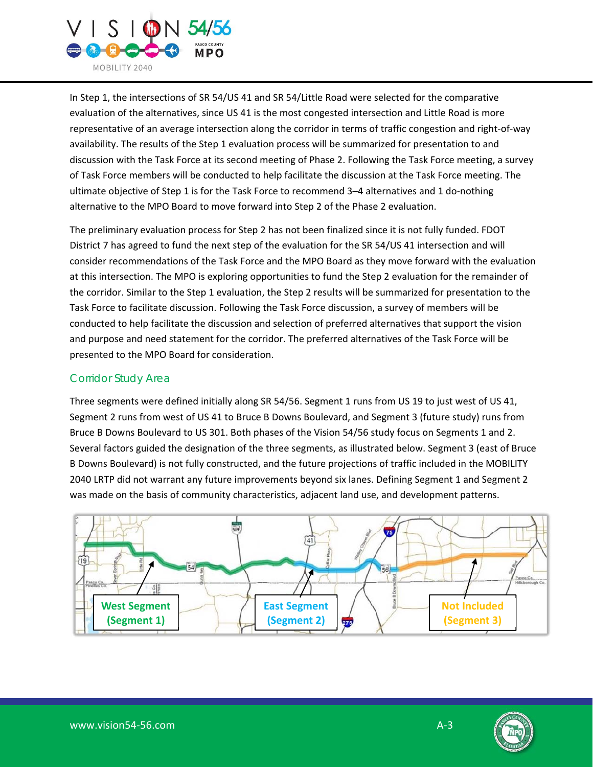In Step 1, the intersections of SR 54/US 41 and SR 54/Little Road were selected for the comparative evaluation of the alternatives, since US 41 is the most congested intersection and Little Road is more representative of an average intersection along the corridor in terms of traffic congestion and right-of-way availability. The results of the Step 1 evaluation process will be summarized for presentation to and discussion with the Task Force at its second meeting of Phase 2. Following the Task Force meeting, a survey of Task Force members will be conducted to help facilitate the discussion at the Task Force meeting. The ultimate objective of Step 1 is for the Task Force to recommend 3–4 alternatives and 1 do-nothing alternative to the MPO Board to move forward into Step 2 of the Phase 2 evaluation.

The preliminary evaluation process for Step 2 has not been finalized since it is not fully funded. FDOT District 7 has agreed to fund the next step of the evaluation for the SR 54/US 41 intersection and will consider recommendations of the Task Force and the MPO Board as they move forward with the evaluation at this intersection. The MPO is exploring opportunities to fund the Step 2 evaluation for the remainder of the corridor. Similar to the Step 1 evaluation, the Step 2 results will be summarized for presentation to the Task Force to facilitate discussion. Following the Task Force discussion, a survey of members will be conducted to help facilitate the discussion and selection of preferred alternatives that support the vision and purpose and need statement for the corridor. The preferred alternatives of the Task Force will be presented to the MPO Board for consideration.

## Corridor Study Area

Three segments were defined initially along SR 54/56. Segment 1 runs from US 19 to just west of US 41, Segment 2 runs from west of US 41 to Bruce B Downs Boulevard, and Segment 3 (future study) runs from Bruce B Downs Boulevard to US 301. Both phases of the Vision 54/56 study focus on Segments 1 and 2. Several factors guided the designation of the three segments, as illustrated below. Segment 3 (east of Bruce B Downs Boulevard) is not fully constructed, and the future projections of traffic included in the MOBILITY 2040 LRTP did not warrant any future improvements beyond six lanes. Defining Segment 1 and Segment 2 was made on the basis of community characteristics, adjacent land use, and development patterns.

West Segment (Segment 1) | East Segment (Segment 2) | Not Included (Segment 3)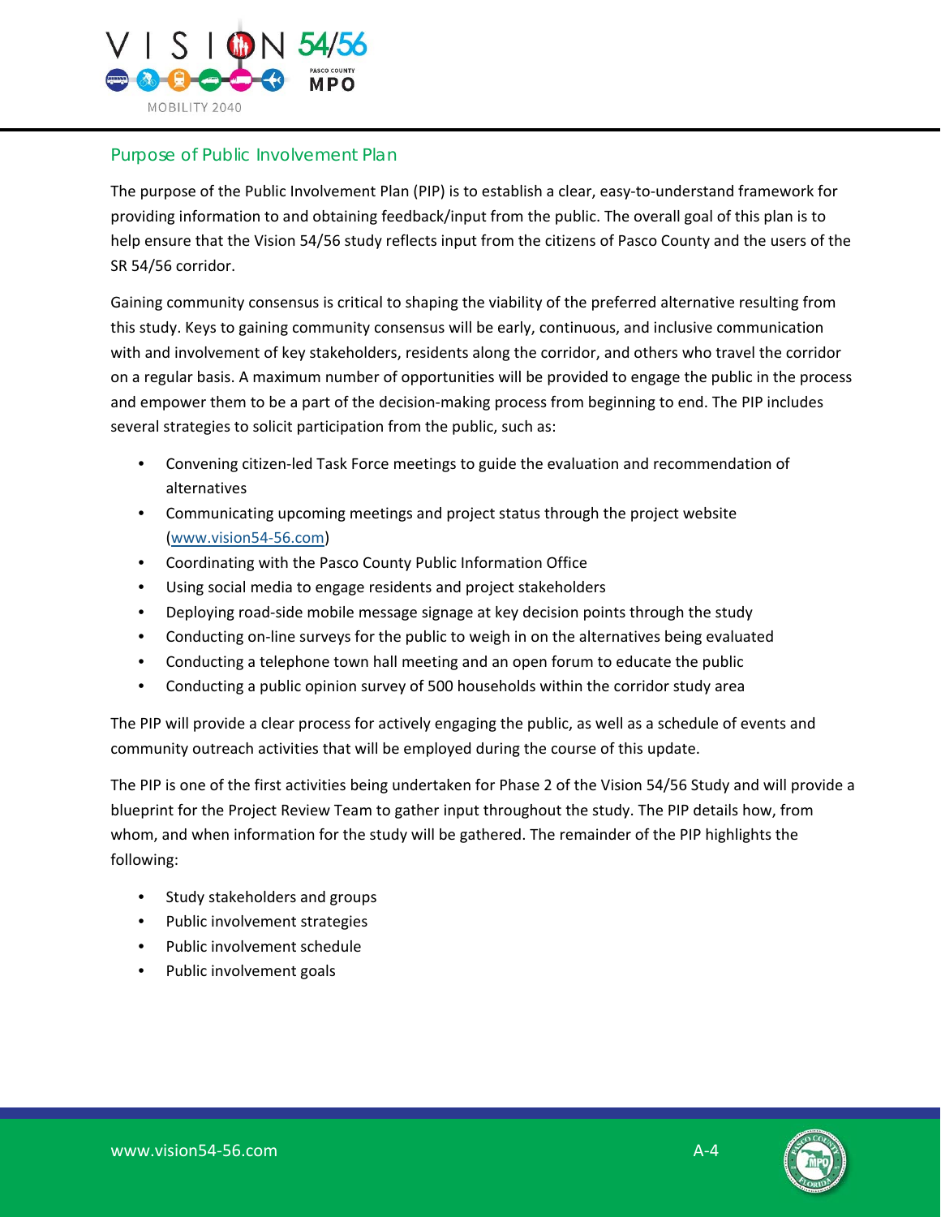## Purpose of Public Involvement Plan

The purpose of the Public Involvement Plan (PIP) is to establish a clear, easy-to-understand framework for providing information to and obtaining feedback/input from the public. The overall goal of this plan is to help ensure that the Vision 54/56 study reflects input from the citizens of Pasco County and the users of the SR 54/56 corridor.

Gaining community consensus is critical to shaping the viability of the preferred alternative resulting from this study. Keys to gaining community consensus will be early, continuous, and inclusive communication with and involvement of key stakeholders, residents along the corridor, and others who travel the corridor on a regular basis. A maximum number of opportunities will be provided to engage the public in the process and empower them to be a part of the decision-making process from beginning to end. The PIP includes several strategies to solicit participation from the public, such as:

- Convening citizen-led Task Force meetings to guide the evaluation and recommendation of alternatives
- Communicating upcoming meetings and project status through the project website (www.vision54-56.com)
- Coordinating with the Pasco County Public Information Office
- Using social media to engage residents and project stakeholders
- Deploying road-side mobile message signage at key decision points through the study
- Conducting on-line surveys for the public to weigh in on the alternatives being evaluated
- Conducting a telephone town hall meeting and an open forum to educate the public
- Conducting a public opinion survey of 500 households within the corridor study area

The PIP will provide a clear process for actively engaging the public, as well as a schedule of events and community outreach activities that will be employed during the course of this update.

The PIP is one of the first activities being undertaken for Phase 2 of the Vision 54/56 Study and will provide a blueprint for the Project Review Team to gather input throughout the study. The PIP details how, from whom, and when information for the study will be gathered. The remainder of the PIP highlights the following:

- Study stakeholders and groups
- Public involvement strategies
- Public involvement schedule
- Public involvement goals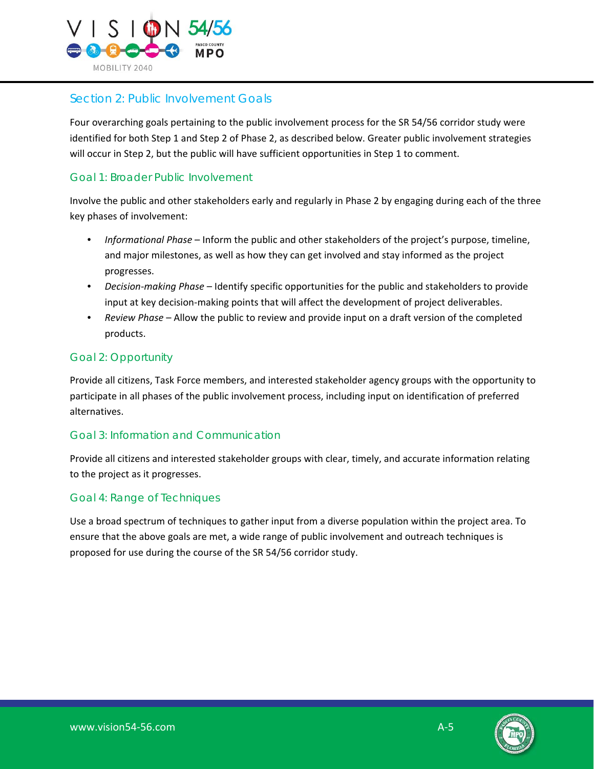## Section 2: Public Involvement Goals

Four overarching goals pertaining to the public involvement process for the SR 54/56 corridor study were identified for both Step 1 and Step 2 of Phase 2, as described below. Greater public involvement strategies will occur in Step 2, but the public will have sufficient opportunities in Step 1 to comment.

### Goal 1: Broader Public Involvement

Involve the public and other stakeholders early and regularly in Phase 2 by engaging during each of the three key phases of involvement:

- *Informational Phase* – Inform the public and other stakeholders of the project's purpose, timeline, and major milestones, as well as how they can get involved and stay informed as the project progresses.
- *Decision-making Phase* – Identify specific opportunities for the public and stakeholders to provide input at key decision-making points that will affect the development of project deliverables.
- *Review Phase* – Allow the public to review and provide input on a draft version of the completed products.

### Goal 2: Opportunity

Provide all citizens, Task Force members, and interested stakeholder agency groups with the opportunity to participate in all phases of the public involvement process, including input on identification of preferred alternatives.

### Goal 3: Information and Communication

Provide all citizens and interested stakeholder groups with clear, timely, and accurate information relating to the project as it progresses.

### Goal 4: Range of Techniques

Use a broad spectrum of techniques to gather input from a diverse population within the project area. To ensure that the above goals are met, a wide range of public involvement and outreach techniques is proposed for use during the course of the SR 54/56 corridor study.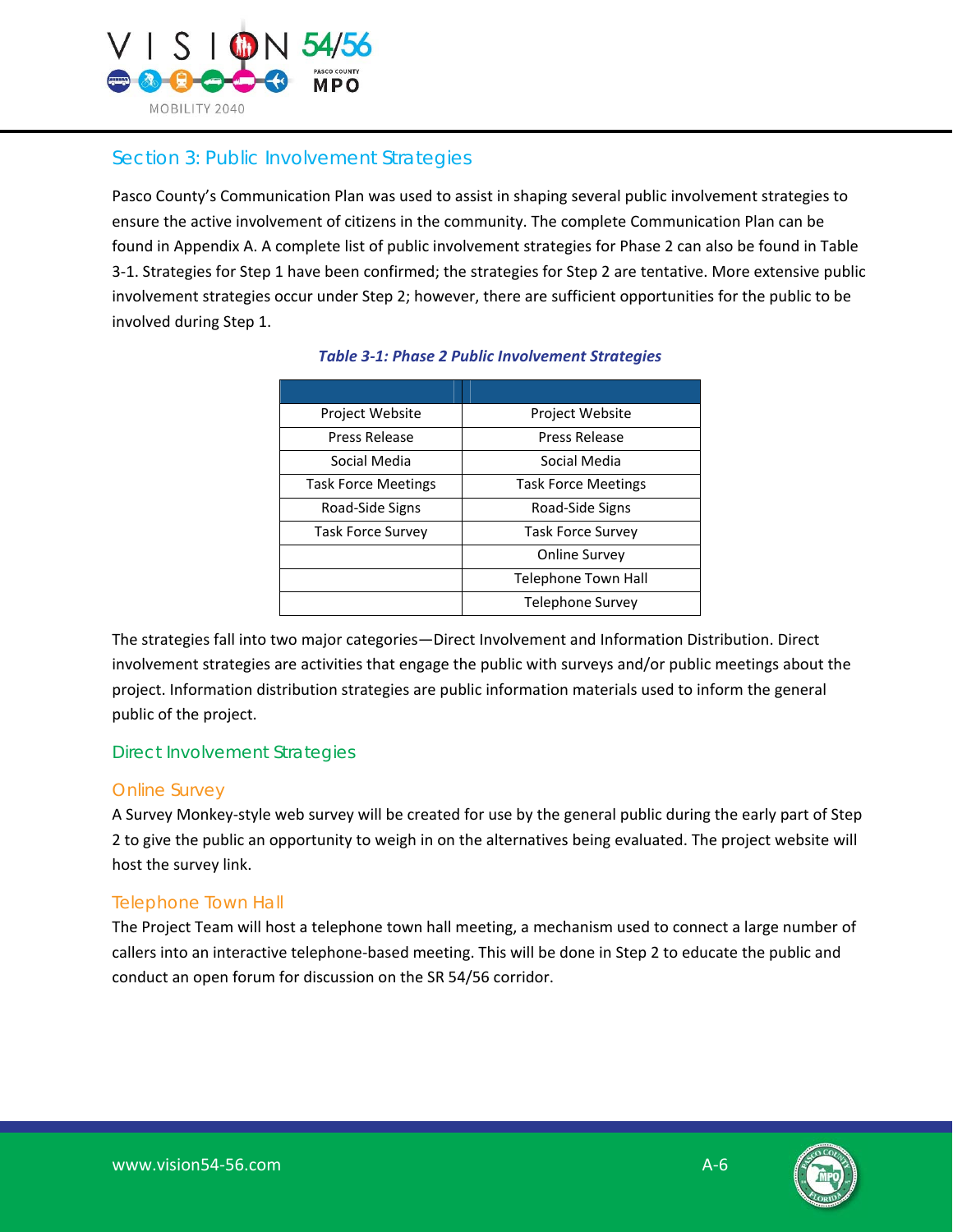## Section 3: Public Involvement Strategies

Pasco County's Communication Plan was used to assist in shaping several public involvement strategies to ensure the active involvement of citizens in the community. The complete Communication Plan can be found in Appendix A. A complete list of public involvement strategies for Phase 2 can also be found in Table 3-1. Strategies for Step 1 have been confirmed; the strategies for Step 2 are tentative. More extensive public involvement strategies occur under Step 2; however, there are sufficient opportunities for the public to be involved during Step 1.

***Table 3-1: Phase 2 Public Involvement Strategies***

| | |
|---|---|
| Project Website | Project Website |
| Press Release | Press Release |
| Social Media | Social Media |
| Task Force Meetings | Task Force Meetings |
| Road-Side Signs | Road-Side Signs |
| Task Force Survey | Task Force Survey |
| | Online Survey |
| | Telephone Town Hall |
| | Telephone Survey |

The strategies fall into two major categories—Direct Involvement and Information Distribution. Direct involvement strategies are activities that engage the public with surveys and/or public meetings about the project. Information distribution strategies are public information materials used to inform the general public of the project.

### Direct Involvement Strategies

#### Online Survey

A Survey Monkey-style web survey will be created for use by the general public during the early part of Step 2 to give the public an opportunity to weigh in on the alternatives being evaluated. The project website will host the survey link.

#### Telephone Town Hall

The Project Team will host a telephone town hall meeting, a mechanism used to connect a large number of callers into an interactive telephone-based meeting. This will be done in Step 2 to educate the public and conduct an open forum for discussion on the SR 54/56 corridor.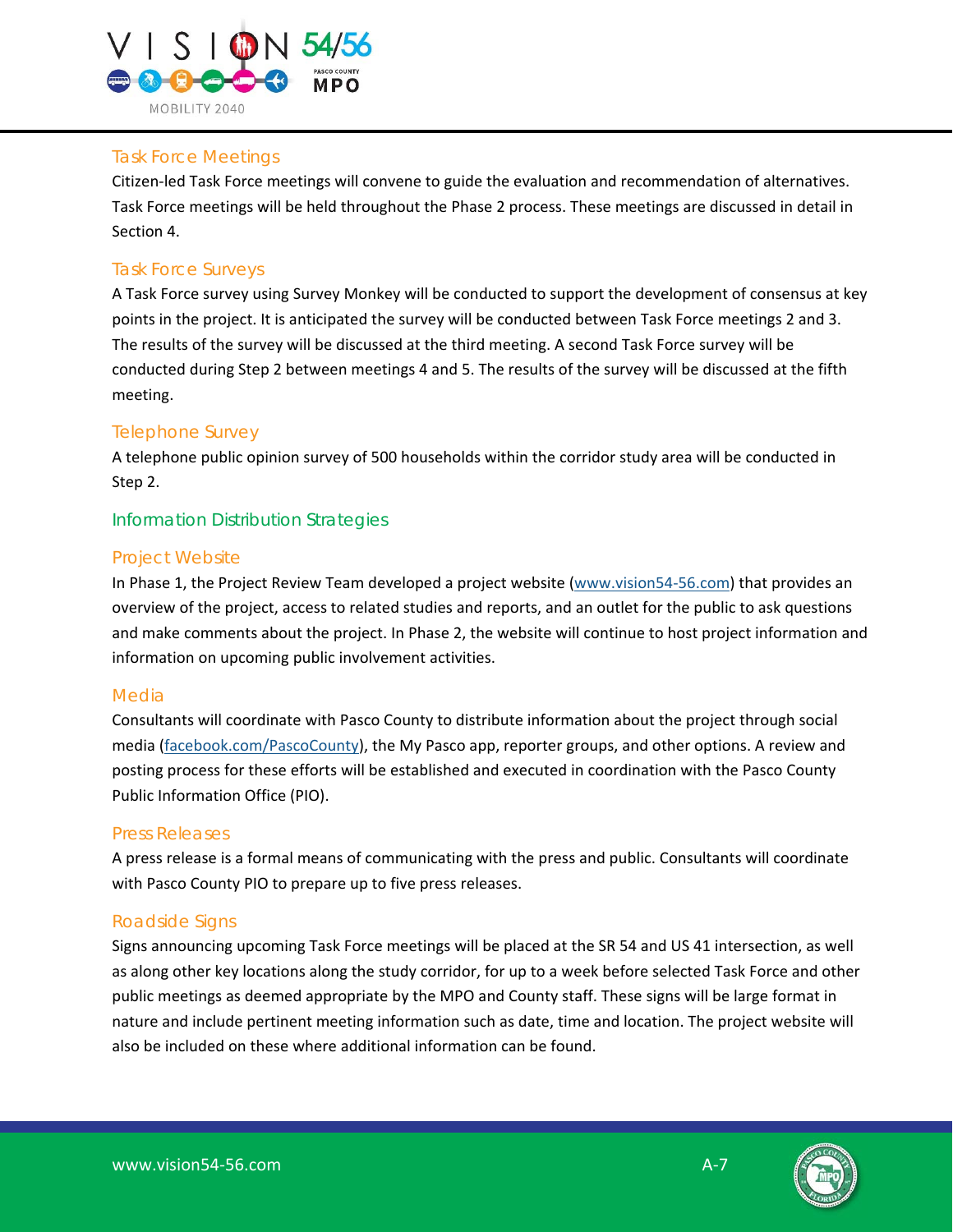### Task Force Meetings

Citizen-led Task Force meetings will convene to guide the evaluation and recommendation of alternatives. Task Force meetings will be held throughout the Phase 2 process. These meetings are discussed in detail in Section 4.

### Task Force Surveys

A Task Force survey using Survey Monkey will be conducted to support the development of consensus at key points in the project. It is anticipated the survey will be conducted between Task Force meetings 2 and 3. The results of the survey will be discussed at the third meeting. A second Task Force survey will be conducted during Step 2 between meetings 4 and 5. The results of the survey will be discussed at the fifth meeting.

### Telephone Survey

A telephone public opinion survey of 500 households within the corridor study area will be conducted in Step 2.

## Information Distribution Strategies

### Project Website

In Phase 1, the Project Review Team developed a project website (www.vision54-56.com) that provides an overview of the project, access to related studies and reports, and an outlet for the public to ask questions and make comments about the project. In Phase 2, the website will continue to host project information and information on upcoming public involvement activities.

### Media

Consultants will coordinate with Pasco County to distribute information about the project through social media (facebook.com/PascoCounty), the My Pasco app, reporter groups, and other options. A review and posting process for these efforts will be established and executed in coordination with the Pasco County Public Information Office (PIO).

### Press Releases

A press release is a formal means of communicating with the press and public. Consultants will coordinate with Pasco County PIO to prepare up to five press releases.

### Roadside Signs

Signs announcing upcoming Task Force meetings will be placed at the SR 54 and US 41 intersection, as well as along other key locations along the study corridor, for up to a week before selected Task Force and other public meetings as deemed appropriate by the MPO and County staff. These signs will be large format in nature and include pertinent meeting information such as date, time and location. The project website will also be included on these where additional information can be found.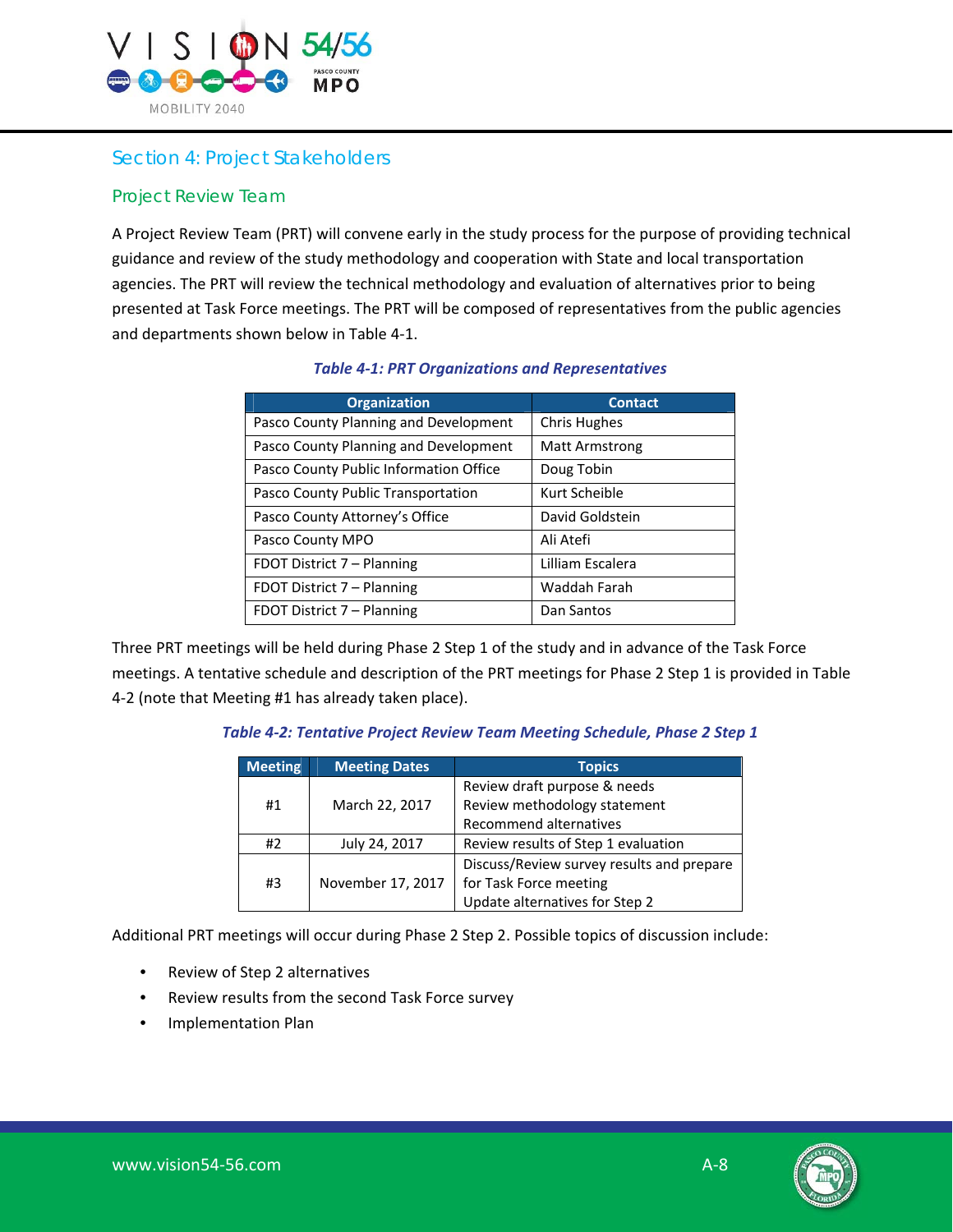## Section 4: Project Stakeholders

### Project Review Team

A Project Review Team (PRT) will convene early in the study process for the purpose of providing technical guidance and review of the study methodology and cooperation with State and local transportation agencies. The PRT will review the technical methodology and evaluation of alternatives prior to being presented at Task Force meetings. The PRT will be composed of representatives from the public agencies and departments shown below in Table 4-1.

***Table 4-1: PRT Organizations and Representatives***

| Organization | Contact |
|---|---|
| Pasco County Planning and Development | Chris Hughes |
| Pasco County Planning and Development | Matt Armstrong |
| Pasco County Public Information Office | Doug Tobin |
| Pasco County Public Transportation | Kurt Scheible |
| Pasco County Attorney's Office | David Goldstein |
| Pasco County MPO | Ali Atefi |
| FDOT District 7 – Planning | Lilliam Escalera |
| FDOT District 7 – Planning | Waddah Farah |
| FDOT District 7 – Planning | Dan Santos |

Three PRT meetings will be held during Phase 2 Step 1 of the study and in advance of the Task Force meetings. A tentative schedule and description of the PRT meetings for Phase 2 Step 1 is provided in Table 4-2 (note that Meeting #1 has already taken place).

***Table 4-2: Tentative Project Review Team Meeting Schedule, Phase 2 Step 1***

| Meeting | Meeting Dates | Topics |
|---|---|---|
| #1 | March 22, 2017 | Review draft purpose & needs<br>Review methodology statement<br>Recommend alternatives |
| #2 | July 24, 2017 | Review results of Step 1 evaluation |
| #3 | November 17, 2017 | Discuss/Review survey results and prepare for Task Force meeting<br>Update alternatives for Step 2 |

Additional PRT meetings will occur during Phase 2 Step 2. Possible topics of discussion include:

- Review of Step 2 alternatives
- Review results from the second Task Force survey
- Implementation Plan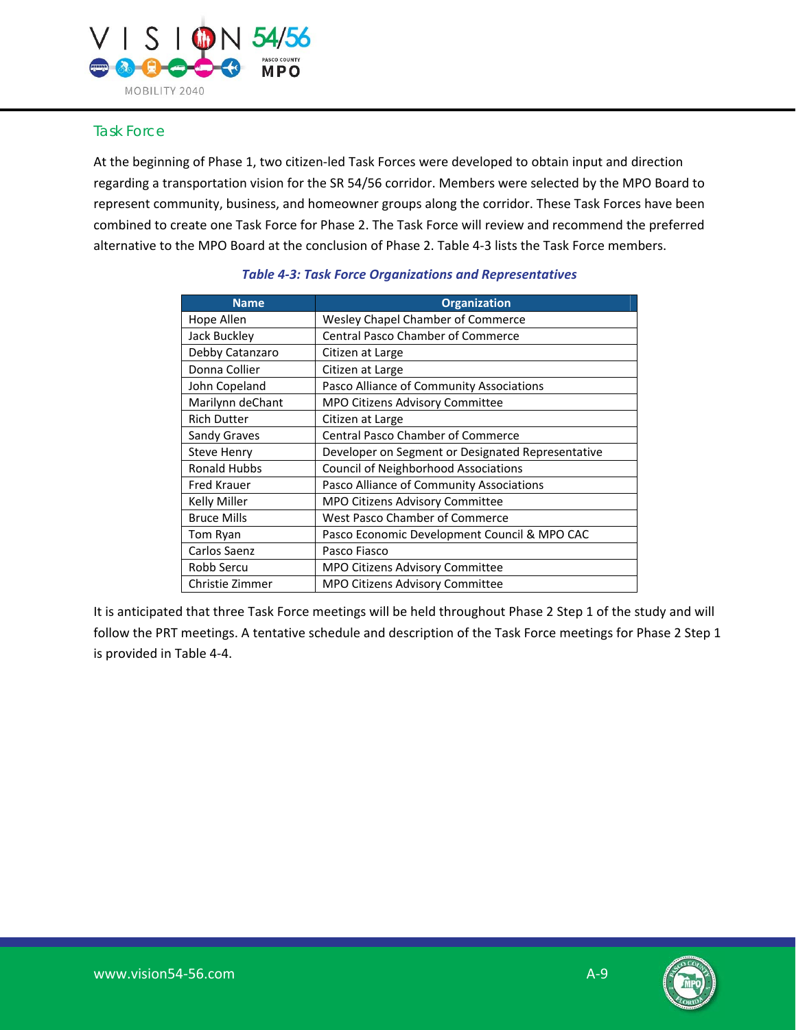## Task Force

At the beginning of Phase 1, two citizen-led Task Forces were developed to obtain input and direction regarding a transportation vision for the SR 54/56 corridor. Members were selected by the MPO Board to represent community, business, and homeowner groups along the corridor. These Task Forces have been combined to create one Task Force for Phase 2. The Task Force will review and recommend the preferred alternative to the MPO Board at the conclusion of Phase 2. Table 4-3 lists the Task Force members.

***Table 4-3: Task Force Organizations and Representatives***

| Name | Organization |
|---|---|
| Hope Allen | Wesley Chapel Chamber of Commerce |
| Jack Buckley | Central Pasco Chamber of Commerce |
| Debby Catanzaro | Citizen at Large |
| Donna Collier | Citizen at Large |
| John Copeland | Pasco Alliance of Community Associations |
| Marilynn deChant | MPO Citizens Advisory Committee |
| Rich Dutter | Citizen at Large |
| Sandy Graves | Central Pasco Chamber of Commerce |
| Steve Henry | Developer on Segment or Designated Representative |
| Ronald Hubbs | Council of Neighborhood Associations |
| Fred Krauer | Pasco Alliance of Community Associations |
| Kelly Miller | MPO Citizens Advisory Committee |
| Bruce Mills | West Pasco Chamber of Commerce |
| Tom Ryan | Pasco Economic Development Council & MPO CAC |
| Carlos Saenz | Pasco Fiasco |
| Robb Sercu | MPO Citizens Advisory Committee |
| Christie Zimmer | MPO Citizens Advisory Committee |

It is anticipated that three Task Force meetings will be held throughout Phase 2 Step 1 of the study and will follow the PRT meetings. A tentative schedule and description of the Task Force meetings for Phase 2 Step 1 is provided in Table 4-4.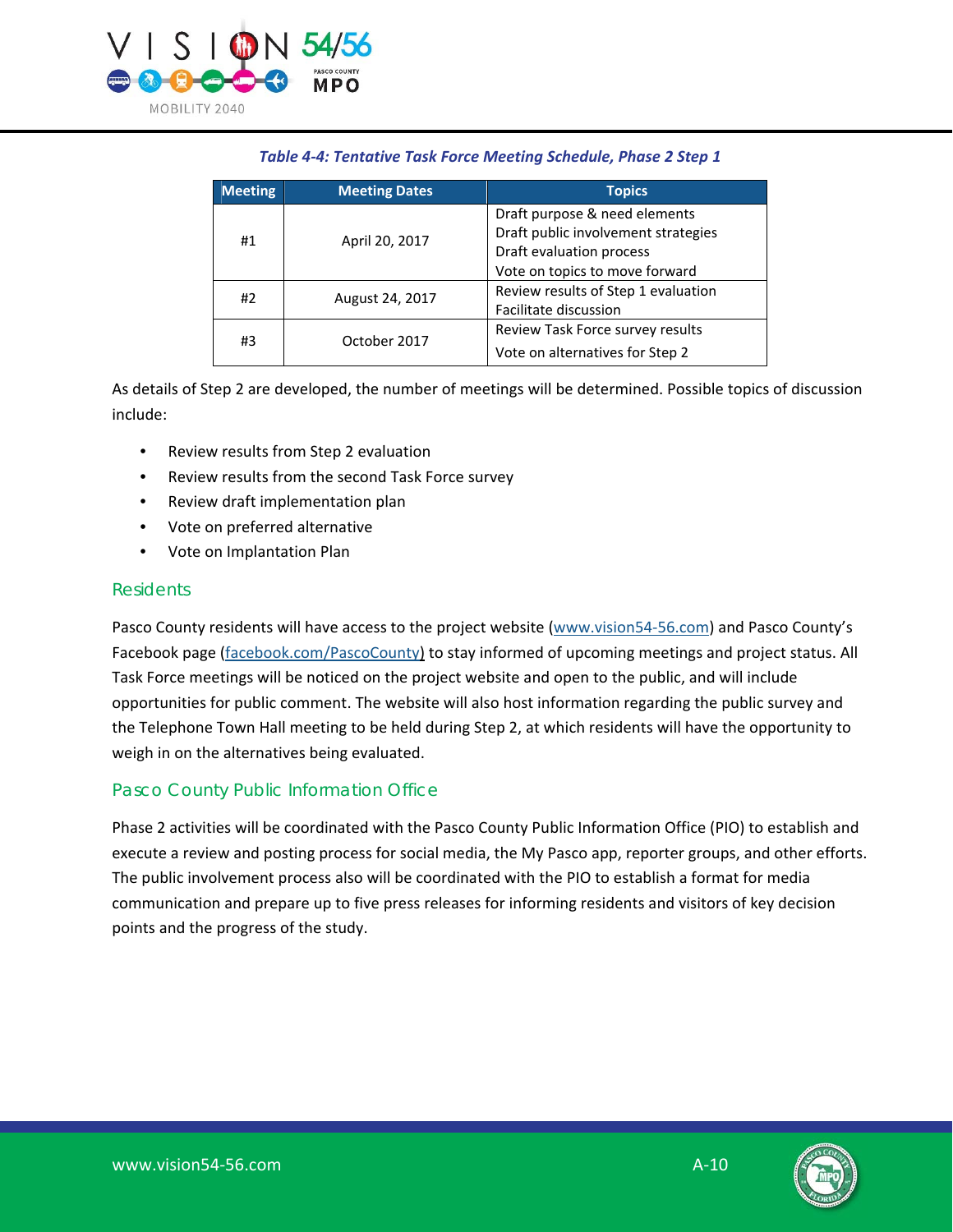*Table 4-4: Tentative Task Force Meeting Schedule, Phase 2 Step 1*

| Meeting | Meeting Dates | Topics |
|---|---|---|
| #1 | April 20, 2017 | Draft purpose & need elements<br>Draft public involvement strategies<br>Draft evaluation process<br>Vote on topics to move forward |
| #2 | August 24, 2017 | Review results of Step 1 evaluation<br>Facilitate discussion |
| #3 | October 2017 | Review Task Force survey results<br>Vote on alternatives for Step 2 |

As details of Step 2 are developed, the number of meetings will be determined. Possible topics of discussion include:

- Review results from Step 2 evaluation
- Review results from the second Task Force survey
- Review draft implementation plan
- Vote on preferred alternative
- Vote on Implantation Plan

### Residents

Pasco County residents will have access to the project website (www.vision54-56.com) and Pasco County's Facebook page (facebook.com/PascoCounty) to stay informed of upcoming meetings and project status. All Task Force meetings will be noticed on the project website and open to the public, and will include opportunities for public comment. The website will also host information regarding the public survey and the Telephone Town Hall meeting to be held during Step 2, at which residents will have the opportunity to weigh in on the alternatives being evaluated.

### Pasco County Public Information Office

Phase 2 activities will be coordinated with the Pasco County Public Information Office (PIO) to establish and execute a review and posting process for social media, the My Pasco app, reporter groups, and other efforts. The public involvement process also will be coordinated with the PIO to establish a format for media communication and prepare up to five press releases for informing residents and visitors of key decision points and the progress of the study.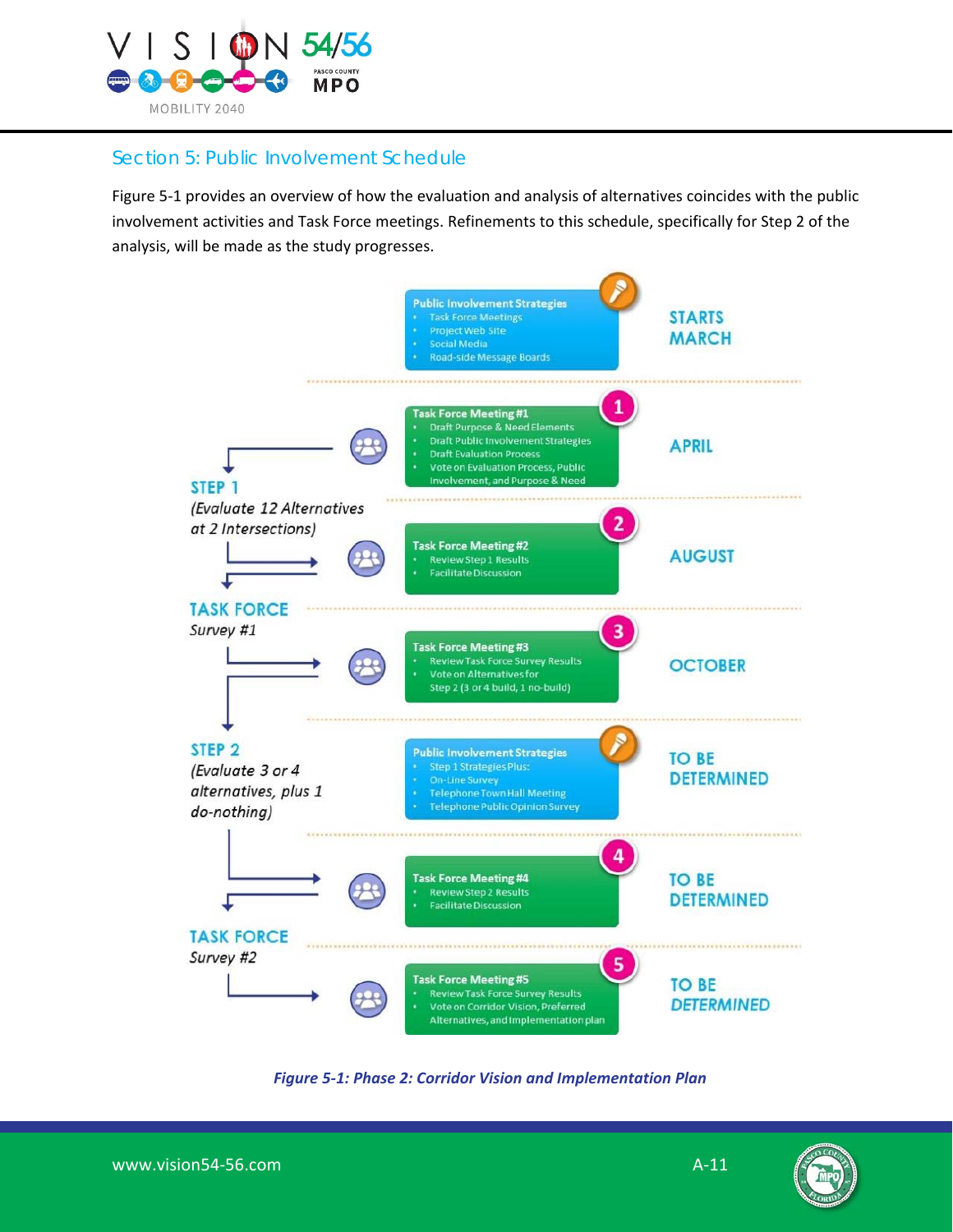## Section 5: Public Involvement Schedule

Figure 5-1 provides an overview of how the evaluation and analysis of alternatives coincides with the public involvement activities and Task Force meetings. Refinements to this schedule, specifically for Step 2 of the analysis, will be made as the study progresses.

**Public Involvement Strategies**
- Task Force Meetings
- Project Web Site
- Social Media
- Road-side Message Boards

STARTS MARCH

**Task Force Meeting #1**
- Draft Purpose & Need Elements
- Draft Public Involvement Strategies
- Draft Evaluation Process
- Vote on Evaluation Process, Public Involvement, and Purpose & Need

APRIL

STEP 1 *(Evaluate 12 Alternatives at 2 Intersections)*

**Task Force Meeting #2**
- Review Step 1 Results
- Facilitate Discussion

AUGUST

TASK FORCE *Survey #1*

**Task Force Meeting #3**
- Review Task Force Survey Results
- Vote on Alternatives for Step 2 (3 or 4 build, 1 no-build)

OCTOBER

STEP 2 *(Evaluate 3 or 4 alternatives, plus 1 do-nothing)*

**Public Involvement Strategies**
- Step 1 Strategies Plus:
- On-Line Survey
- Telephone Town Hall Meeting
- Telephone Public Opinion Survey

TO BE DETERMINED

**Task Force Meeting #4**
- Review Step 2 Results
- Facilitate Discussion

TO BE DETERMINED

TASK FORCE *Survey #2*

**Task Force Meeting #5**
- Review Task Force Survey Results
- Vote on Corridor Vision, Preferred Alternatives, and Implementation plan

TO BE DETERMINED

*Figure 5-1: Phase 2: Corridor Vision and Implementation Plan*